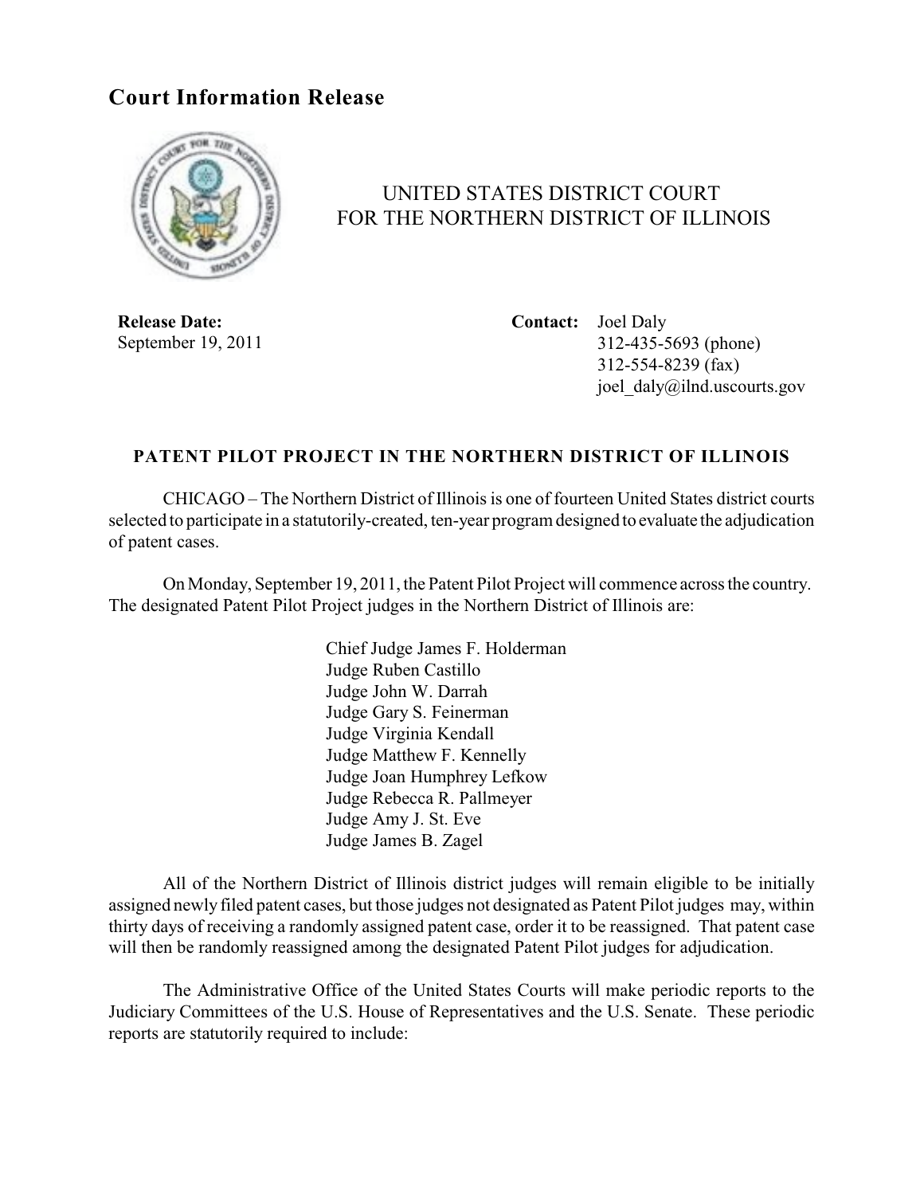# Court Information Release

UNITED STATES DISTRICT COURT
FOR THE NORTHERN DISTRICT OF ILLINOIS

**Release Date:**
September 19, 2011

**Contact:** Joel Daly
312-435-5693 (phone)
312-554-8239 (fax)
joel_daly@ilnd.uscourts.gov

## PATENT PILOT PROJECT IN THE NORTHERN DISTRICT OF ILLINOIS

CHICAGO – The Northern District of Illinois is one of fourteen United States district courts selected to participate in a statutorily-created, ten-year program designed to evaluate the adjudication of patent cases.

On Monday, September 19, 2011, the Patent Pilot Project will commence across the country. The designated Patent Pilot Project judges in the Northern District of Illinois are:

Chief Judge James F. Holderman
Judge Ruben Castillo
Judge John W. Darrah
Judge Gary S. Feinerman
Judge Virginia Kendall
Judge Matthew F. Kennelly
Judge Joan Humphrey Lefkow
Judge Rebecca R. Pallmeyer
Judge Amy J. St. Eve
Judge James B. Zagel

All of the Northern District of Illinois district judges will remain eligible to be initially assigned newly filed patent cases, but those judges not designated as Patent Pilot judges may, within thirty days of receiving a randomly assigned patent case, order it to be reassigned. That patent case will then be randomly reassigned among the designated Patent Pilot judges for adjudication.

The Administrative Office of the United States Courts will make periodic reports to the Judiciary Committees of the U.S. House of Representatives and the U.S. Senate. These periodic reports are statutorily required to include: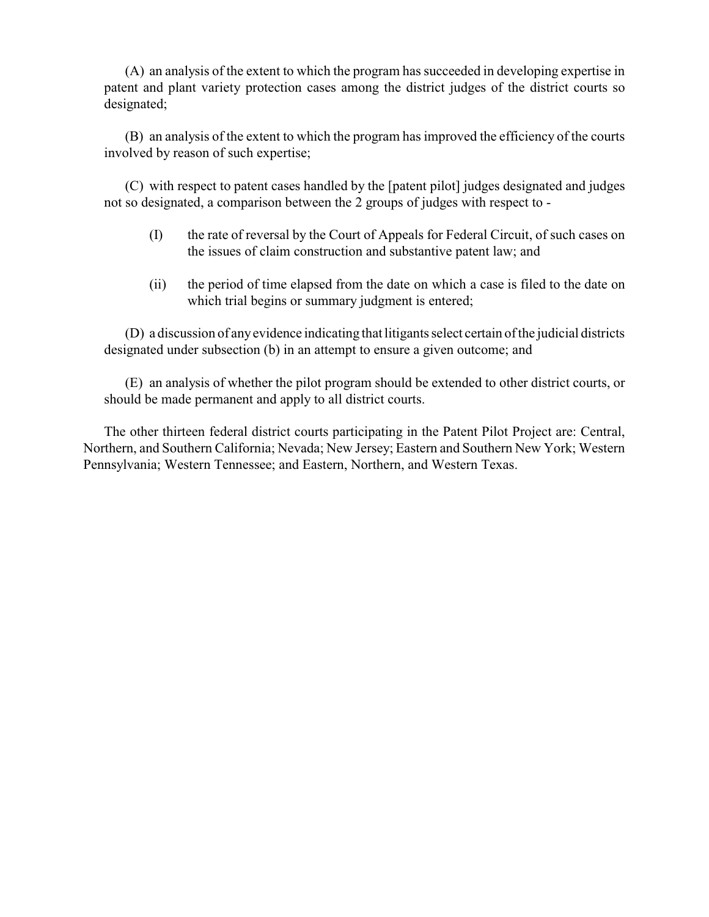(A) an analysis of the extent to which the program has succeeded in developing expertise in patent and plant variety protection cases among the district judges of the district courts so designated;

(B) an analysis of the extent to which the program has improved the efficiency of the courts involved by reason of such expertise;

(C) with respect to patent cases handled by the [patent pilot] judges designated and judges not so designated, a comparison between the 2 groups of judges with respect to -

(I) the rate of reversal by the Court of Appeals for Federal Circuit, of such cases on the issues of claim construction and substantive patent law; and

(ii) the period of time elapsed from the date on which a case is filed to the date on which trial begins or summary judgment is entered;

(D) a discussion of any evidence indicating that litigants select certain of the judicial districts designated under subsection (b) in an attempt to ensure a given outcome; and

(E) an analysis of whether the pilot program should be extended to other district courts, or should be made permanent and apply to all district courts.

The other thirteen federal district courts participating in the Patent Pilot Project are: Central, Northern, and Southern California; Nevada; New Jersey; Eastern and Southern New York; Western Pennsylvania; Western Tennessee; and Eastern, Northern, and Western Texas.